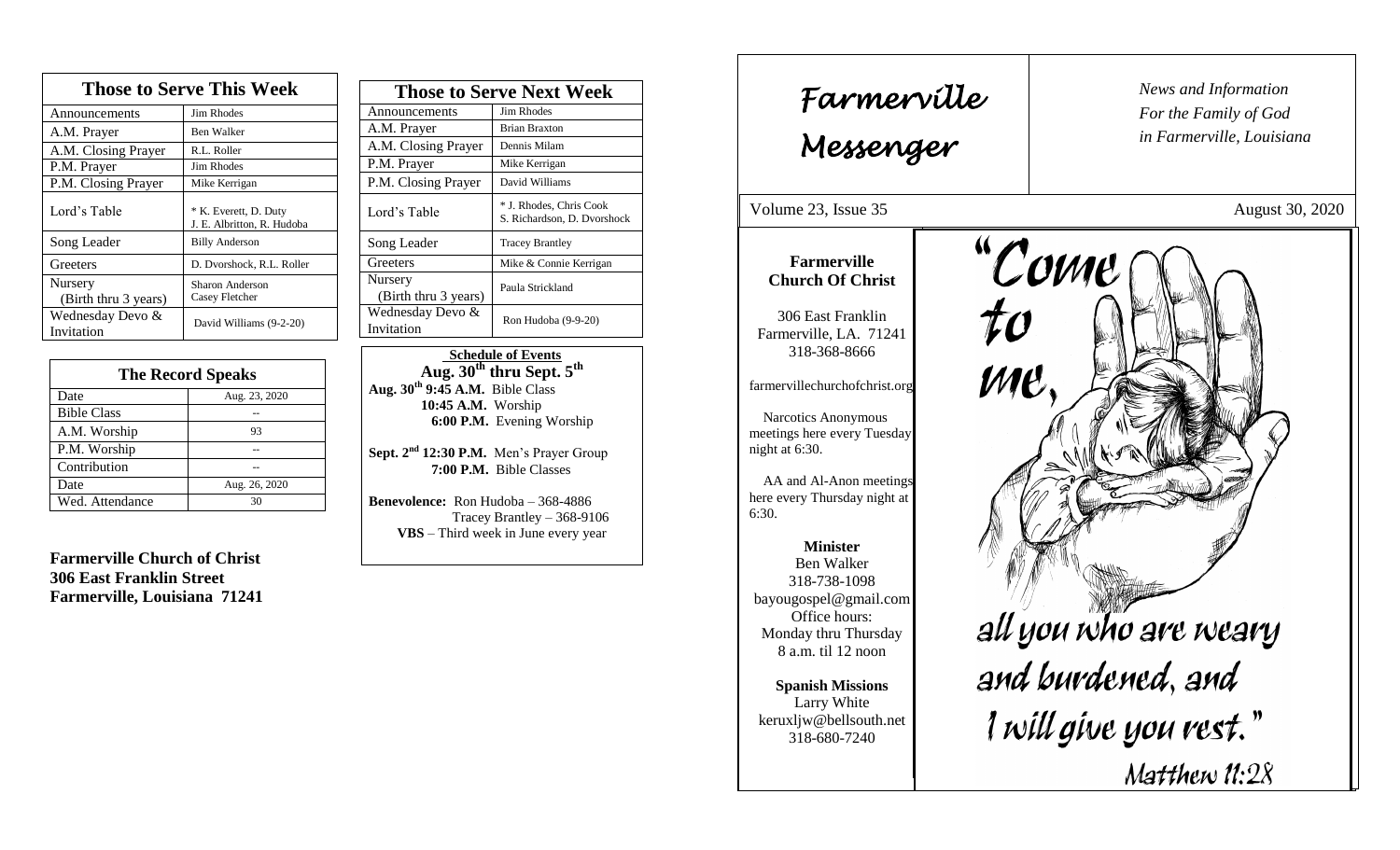| Those to Serve This Week | |
|---|---|
| Announcements | Jim Rhodes |
| A.M. Prayer | Ben Walker |
| A.M. Closing Prayer | R.L. Roller |
| P.M. Prayer | Jim Rhodes |
| P.M. Closing Prayer | Mike Kerrigan |
| Lord's Table | * K. Everett, D. Duty J. E. Albritton, R. Hudoba |
| Song Leader | Billy Anderson |
| Greeters | D. Dvorshock, R.L. Roller |
| Nursery (Birth thru 3 years) | Sharon Anderson Casey Fletcher |
| Wednesday Devo & Invitation | David Williams (9-2-20) |

| The Record Speaks | |
|---|---|
| Date | Aug. 23, 2020 |
| Bible Class | -- |
| A.M. Worship | 93 |
| P.M. Worship | -- |
| Contribution | -- |
| Date | Aug. 26, 2020 |
| Wed. Attendance | 30 |

**Farmerville Church of Christ**
**306 East Franklin Street**
**Farmerville, Louisiana 71241**

| Those to Serve Next Week | |
|---|---|
| Announcements | Jim Rhodes |
| A.M. Prayer | Brian Braxton |
| A.M. Closing Prayer | Dennis Milam |
| P.M. Prayer | Mike Kerrigan |
| P.M. Closing Prayer | David Williams |
| Lord's Table | * J. Rhodes, Chris Cook S. Richardson, D. Dvorshock |
| Song Leader | Tracey Brantley |
| Greeters | Mike & Connie Kerrigan |
| Nursery (Birth thru 3 years) | Paula Strickland |
| Wednesday Devo & Invitation | Ron Hudoba (9-9-20) |

**Schedule of Events**
**Aug. 30th thru Sept. 5th**

**Aug. 30th 9:45 A.M.** Bible Class
**10:45 A.M.** Worship
**6:00 P.M.** Evening Worship

**Sept. 2nd 12:30 P.M.** Men's Prayer Group
**7:00 P.M.** Bible Classes

**Benevolence:** Ron Hudoba – 368-4886
Tracey Brantley – 368-9106
**VBS** – Third week in June every year

# Farmerville Messenger

*News and Information For the Family of God in Farmerville, Louisiana*

Volume 23, Issue 35 August 30, 2020

**Farmerville Church Of Christ**

306 East Franklin
Farmerville, LA. 71241
318-368-8666

farmervillechurchofchrist.org

Narcotics Anonymous meetings here every Tuesday night at 6:30.

AA and Al-Anon meetings here every Thursday night at 6:30.

**Minister**
Ben Walker
318-738-1098
bayougospel@gmail.com
Office hours:
Monday thru Thursday
8 a.m. til 12 noon

**Spanish Missions**
Larry White
keruxljw@bellsouth.net
318-680-7240

"Come to me, all you who are weary and burdened, and I will give you rest."
Matthew 11:28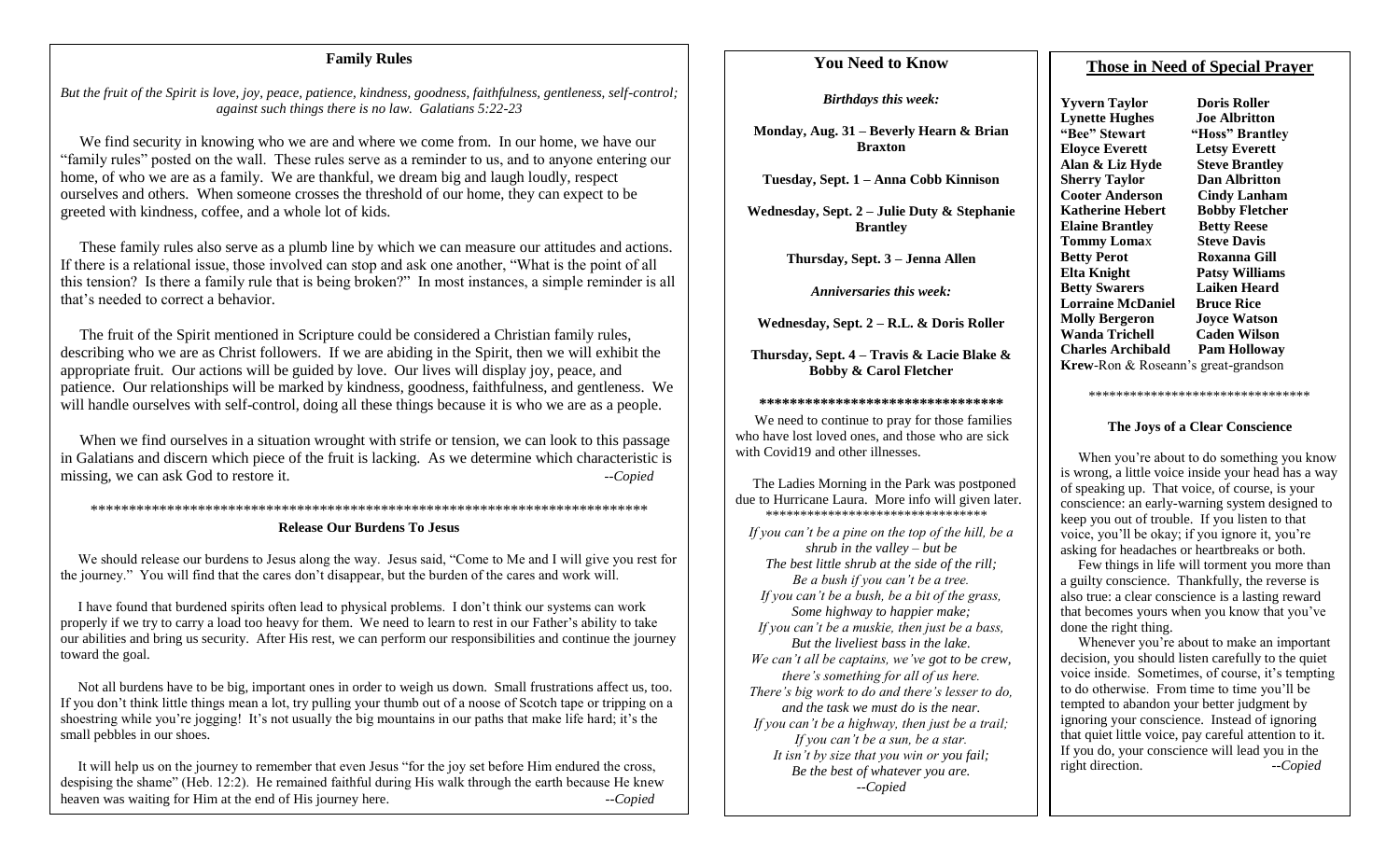## Family Rules

*But the fruit of the Spirit is love, joy, peace, patience, kindness, goodness, faithfulness, gentleness, self-control; against such things there is no law. Galatians 5:22-23*

We find security in knowing who we are and where we come from. In our home, we have our "family rules" posted on the wall. These rules serve as a reminder to us, and to anyone entering our home, of who we are as a family. We are thankful, we dream big and laugh loudly, respect ourselves and others. When someone crosses the threshold of our home, they can expect to be greeted with kindness, coffee, and a whole lot of kids.

These family rules also serve as a plumb line by which we can measure our attitudes and actions. If there is a relational issue, those involved can stop and ask one another, "What is the point of all this tension? Is there a family rule that is being broken?" In most instances, a simple reminder is all that's needed to correct a behavior.

The fruit of the Spirit mentioned in Scripture could be considered a Christian family rules, describing who we are as Christ followers. If we are abiding in the Spirit, then we will exhibit the appropriate fruit. Our actions will be guided by love. Our lives will display joy, peace, and patience. Our relationships will be marked by kindness, goodness, faithfulness, and gentleness. We will handle ourselves with self-control, doing all these things because it is who we are as a people.

When we find ourselves in a situation wrought with strife or tension, we can look to this passage in Galatians and discern which piece of the fruit is lacking. As we determine which characteristic is missing, we can ask God to restore it. *--Copied*

*******************************************************************************

### Release Our Burdens To Jesus

We should release our burdens to Jesus along the way. Jesus said, "Come to Me and I will give you rest for the journey." You will find that the cares don't disappear, but the burden of the cares and work will.

I have found that burdened spirits often lead to physical problems. I don't think our systems can work properly if we try to carry a load too heavy for them. We need to learn to rest in our Father's ability to take our abilities and bring us security. After His rest, we can perform our responsibilities and continue the journey toward the goal.

Not all burdens have to be big, important ones in order to weigh us down. Small frustrations affect us, too. If you don't think little things mean a lot, try pulling your thumb out of a noose of Scotch tape or tripping on a shoestring while you're jogging! It's not usually the big mountains in our paths that make life hard; it's the small pebbles in our shoes.

It will help us on the journey to remember that even Jesus "for the joy set before Him endured the cross, despising the shame" (Heb. 12:2). He remained faithful during His walk through the earth because He knew heaven was waiting for Him at the end of His journey here. *--Copied*

## You Need to Know

***Birthdays this week:***

**Monday, Aug. 31 – Beverly Hearn & Brian Braxton**

**Tuesday, Sept. 1 – Anna Cobb Kinnison**

**Wednesday, Sept. 2 – Julie Duty & Stephanie Brantley**

**Thursday, Sept. 3 – Jenna Allen**

***Anniversaries this week:***

**Wednesday, Sept. 2 – R.L. & Doris Roller**

**Thursday, Sept. 4 – Travis & Lacie Blake & Bobby & Carol Fletcher**

**********************************

We need to continue to pray for those families who have lost loved ones, and those who are sick with Covid19 and other illnesses.

The Ladies Morning in the Park was postponed due to Hurricane Laura. More info will given later.

**********************************

*If you can't be a pine on the top of the hill, be a shrub in the valley – but be*
*The best little shrub at the side of the rill;*
*Be a bush if you can't be a tree.*
*If you can't be a bush, be a bit of the grass,*
*Some highway to happier make;*
*If you can't be a muskie, then just be a bass,*
*But the liveliest bass in the lake.*
*We can't all be captains, we've got to be crew,*
*there's something for all of us here.*
*There's big work to do and there's lesser to do,*
*and the task we must do is the near.*
*If you can't be a highway, then just be a trail;*
*If you can't be a sun, be a star.*
*It isn't by size that you win or you fail;*
*Be the best of whatever you are.*
*--Copied*

## Those in Need of Special Prayer

| | |
|---|---|
| **Yyvern Taylor** | **Doris Roller** |
| **Lynette Hughes** | **Joe Albritton** |
| **"Bee" Stewart** | **"Hoss" Brantley** |
| **Eloyce Everett** | **Letsy Everett** |
| **Alan & Liz Hyde** | **Steve Brantley** |
| **Sherry Taylor** | **Dan Albritton** |
| **Cooter Anderson** | **Cindy Lanham** |
| **Katherine Hebert** | **Bobby Fletcher** |
| **Elaine Brantley** | **Betty Reese** |
| **Tommy Lomax** | **Steve Davis** |
| **Betty Perot** | **Roxanna Gill** |
| **Elta Knight** | **Patsy Williams** |
| **Betty Swarers** | **Laiken Heard** |
| **Lorraine McDaniel** | **Bruce Rice** |
| **Molly Bergeron** | **Joyce Watson** |
| **Wanda Trichell** | **Caden Wilson** |
| **Charles Archibald** | **Pam Holloway** |

**Krew**-Ron & Roseann's great-grandson

**********************************

### The Joys of a Clear Conscience

When you're about to do something you know is wrong, a little voice inside your head has a way of speaking up. That voice, of course, is your conscience: an early-warning system designed to keep you out of trouble. If you listen to that voice, you'll be okay; if you ignore it, you're asking for headaches or heartbreaks or both.

Few things in life will torment you more than a guilty conscience. Thankfully, the reverse is also true: a clear conscience is a lasting reward that becomes yours when you know that you've done the right thing.

Whenever you're about to make an important decision, you should listen carefully to the quiet voice inside. Sometimes, of course, it's tempting to do otherwise. From time to time you'll be tempted to abandon your better judgment by ignoring your conscience. Instead of ignoring that quiet little voice, pay careful attention to it. If you do, your conscience will lead you in the right direction. *--Copied*